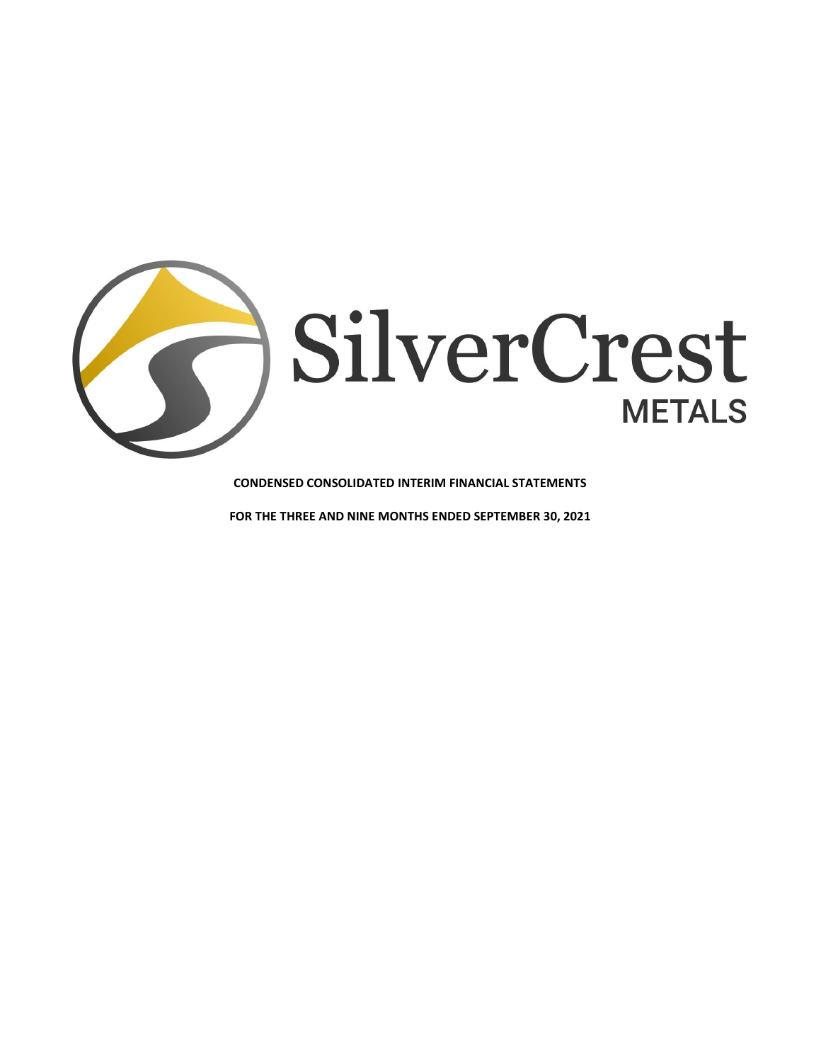SilverCrest

METALS

**CONDENSED CONSOLIDATED INTERIM FINANCIAL STATEMENTS**

**FOR THE THREE AND NINE MONTHS ENDED SEPTEMBER 30, 2021**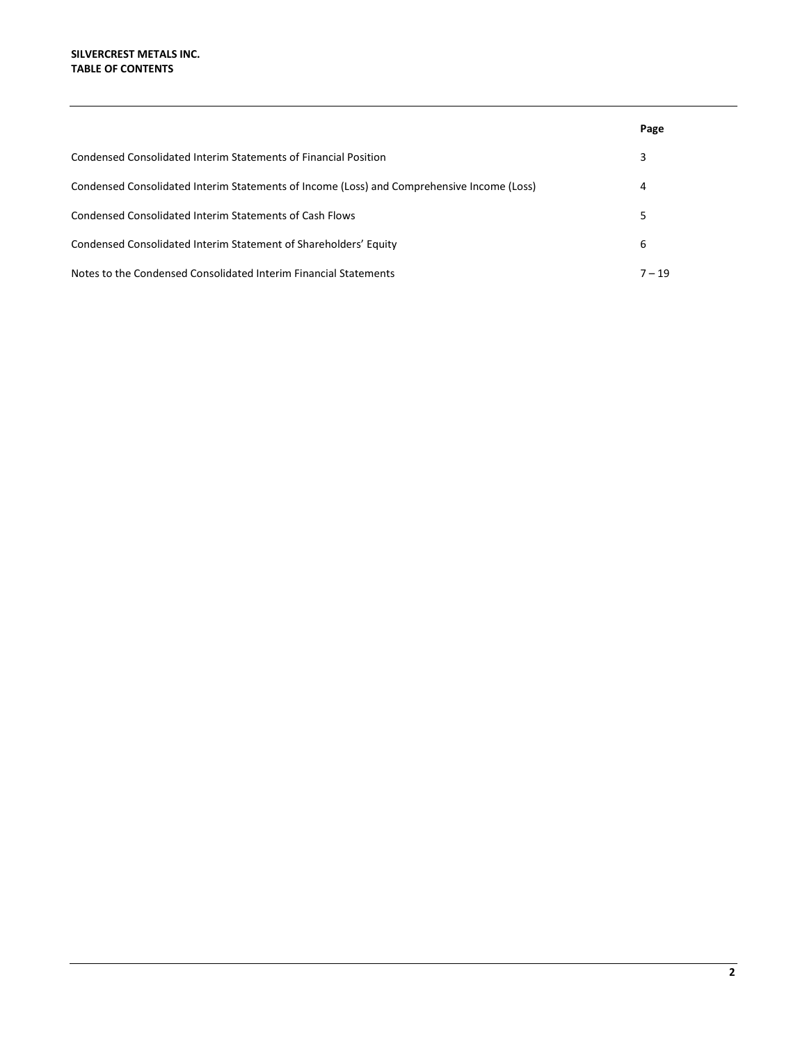**SILVERCREST METALS INC.**
**TABLE OF CONTENTS**

| | Page |
|---|---|
| Condensed Consolidated Interim Statements of Financial Position | 3 |
| Condensed Consolidated Interim Statements of Income (Loss) and Comprehensive Income (Loss) | 4 |
| Condensed Consolidated Interim Statements of Cash Flows | 5 |
| Condensed Consolidated Interim Statement of Shareholders' Equity | 6 |
| Notes to the Condensed Consolidated Interim Financial Statements | 7 – 19 |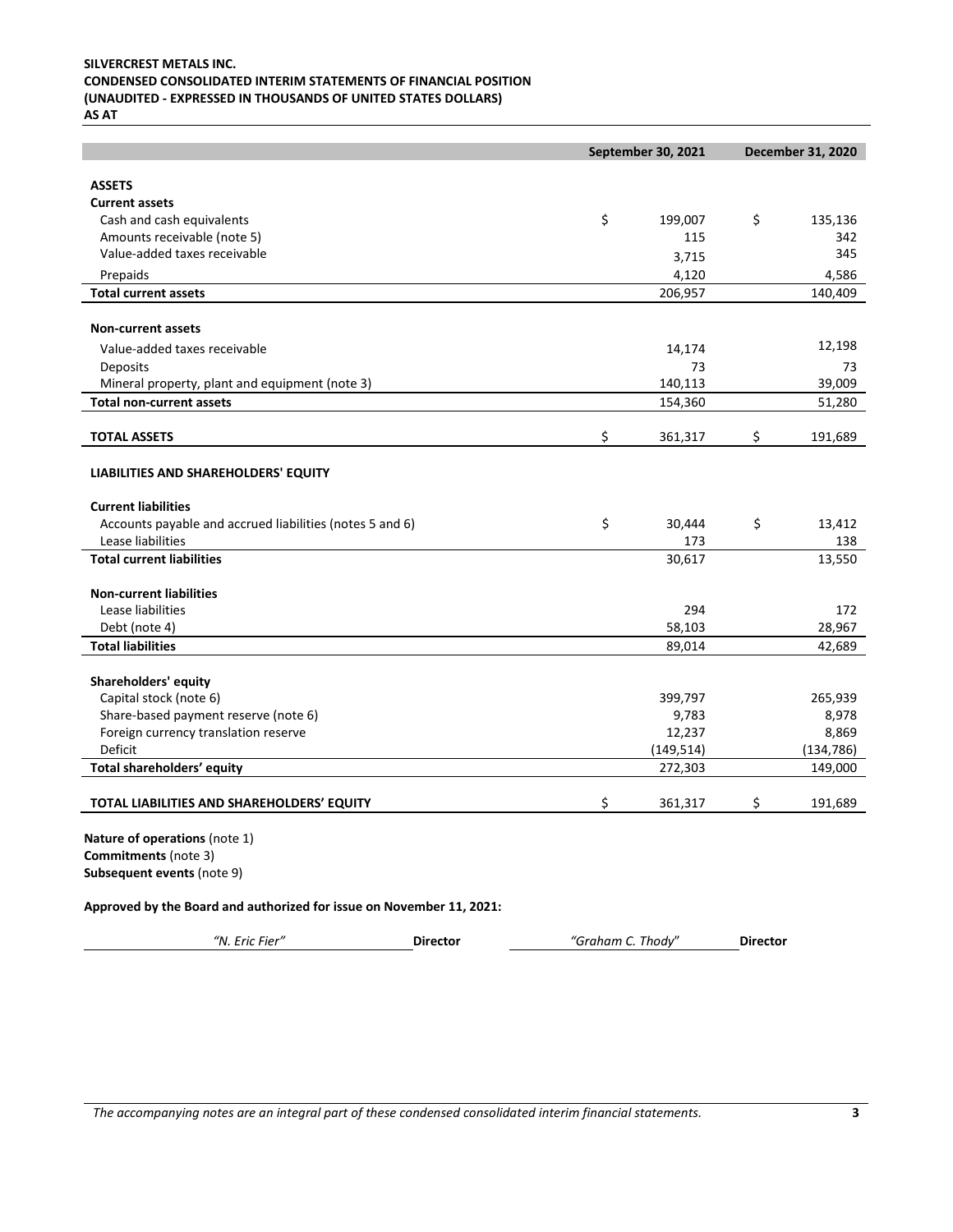**SILVERCREST METALS INC.**
**CONDENSED CONSOLIDATED INTERIM STATEMENTS OF FINANCIAL POSITION**
**(UNAUDITED - EXPRESSED IN THOUSANDS OF UNITED STATES DOLLARS)**
**AS AT**

| | September 30, 2021 | December 31, 2020 |
|---|---|---|
| **ASSETS** | | |
| **Current assets** | | |
| Cash and cash equivalents | $ 199,007 | $ 135,136 |
| Amounts receivable (note 5) | 115 | 342 |
| Value-added taxes receivable | 3,715 | 345 |
| Prepaids | 4,120 | 4,586 |
| **Total current assets** | 206,957 | 140,409 |
| **Non-current assets** | | |
| Value-added taxes receivable | 14,174 | 12,198 |
| Deposits | 73 | 73 |
| Mineral property, plant and equipment (note 3) | 140,113 | 39,009 |
| **Total non-current assets** | 154,360 | 51,280 |
| **TOTAL ASSETS** | $ 361,317 | $ 191,689 |
| **LIABILITIES AND SHAREHOLDERS' EQUITY** | | |
| **Current liabilities** | | |
| Accounts payable and accrued liabilities (notes 5 and 6) | $ 30,444 | $ 13,412 |
| Lease liabilities | 173 | 138 |
| **Total current liabilities** | 30,617 | 13,550 |
| **Non-current liabilities** | | |
| Lease liabilities | 294 | 172 |
| Debt (note 4) | 58,103 | 28,967 |
| **Total liabilities** | 89,014 | 42,689 |
| **Shareholders' equity** | | |
| Capital stock (note 6) | 399,797 | 265,939 |
| Share-based payment reserve (note 6) | 9,783 | 8,978 |
| Foreign currency translation reserve | 12,237 | 8,869 |
| Deficit | (149,514) | (134,786) |
| **Total shareholders' equity** | 272,303 | 149,000 |
| **TOTAL LIABILITIES AND SHAREHOLDERS' EQUITY** | $ 361,317 | $ 191,689 |

**Nature of operations** (note 1)
**Commitments** (note 3)
**Subsequent events** (note 9)

**Approved by the Board and authorized for issue on November 11, 2021:**

| | | | |
|---|---|---|---|
| *"N. Eric Fier"* | **Director** | *"Graham C. Thody"* | **Director** |

*The accompanying notes are an integral part of these condensed consolidated interim financial statements.*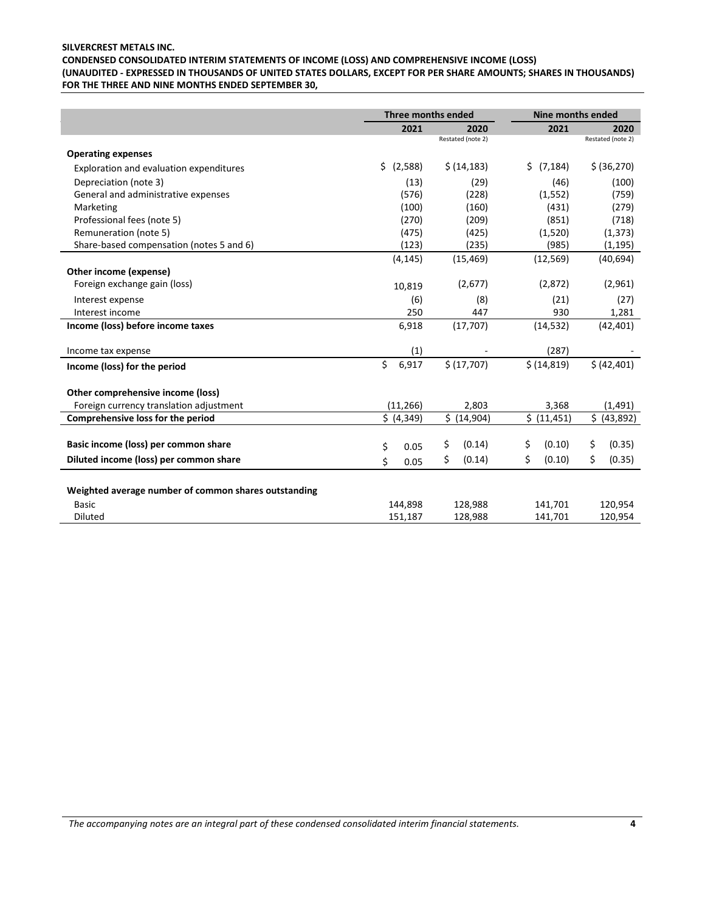**SILVERCREST METALS INC.**
**CONDENSED CONSOLIDATED INTERIM STATEMENTS OF INCOME (LOSS) AND COMPREHENSIVE INCOME (LOSS)**
**(UNAUDITED - EXPRESSED IN THOUSANDS OF UNITED STATES DOLLARS, EXCEPT FOR PER SHARE AMOUNTS; SHARES IN THOUSANDS)**
**FOR THE THREE AND NINE MONTHS ENDED SEPTEMBER 30,**

| | Three months ended | | Nine months ended | |
|---|---|---|---|---|
| | 2021 | 2020<br>Restated (note 2) | 2021 | 2020<br>Restated (note 2) |
| **Operating expenses** | | | | |
| Exploration and evaluation expenditures | $ (2,588) | $ (14,183) | $ (7,184) | $ (36,270) |
| Depreciation (note 3) | (13) | (29) | (46) | (100) |
| General and administrative expenses | (576) | (228) | (1,552) | (759) |
| Marketing | (100) | (160) | (431) | (279) |
| Professional fees (note 5) | (270) | (209) | (851) | (718) |
| Remuneration (note 5) | (475) | (425) | (1,520) | (1,373) |
| Share-based compensation (notes 5 and 6) | (123) | (235) | (985) | (1,195) |
| | (4,145) | (15,469) | (12,569) | (40,694) |
| **Other income (expense)** | | | | |
| Foreign exchange gain (loss) | 10,819 | (2,677) | (2,872) | (2,961) |
| Interest expense | (6) | (8) | (21) | (27) |
| Interest income | 250 | 447 | 930 | 1,281 |
| **Income (loss) before income taxes** | 6,918 | (17,707) | (14,532) | (42,401) |
| Income tax expense | (1) | - | (287) | - |
| **Income (loss) for the period** | $ 6,917 | $ (17,707) | $ (14,819) | $ (42,401) |
| **Other comprehensive income (loss)** | | | | |
| Foreign currency translation adjustment | (11,266) | 2,803 | 3,368 | (1,491) |
| **Comprehensive loss for the period** | $ (4,349) | $ (14,904) | $ (11,451) | $ (43,892) |
| **Basic income (loss) per common share** | $ 0.05 | $ (0.14) | $ (0.10) | $ (0.35) |
| **Diluted income (loss) per common share** | $ 0.05 | $ (0.14) | $ (0.10) | $ (0.35) |
| **Weighted average number of common shares outstanding** | | | | |
| Basic | 144,898 | 128,988 | 141,701 | 120,954 |
| Diluted | 151,187 | 128,988 | 141,701 | 120,954 |

*The accompanying notes are an integral part of these condensed consolidated interim financial statements.*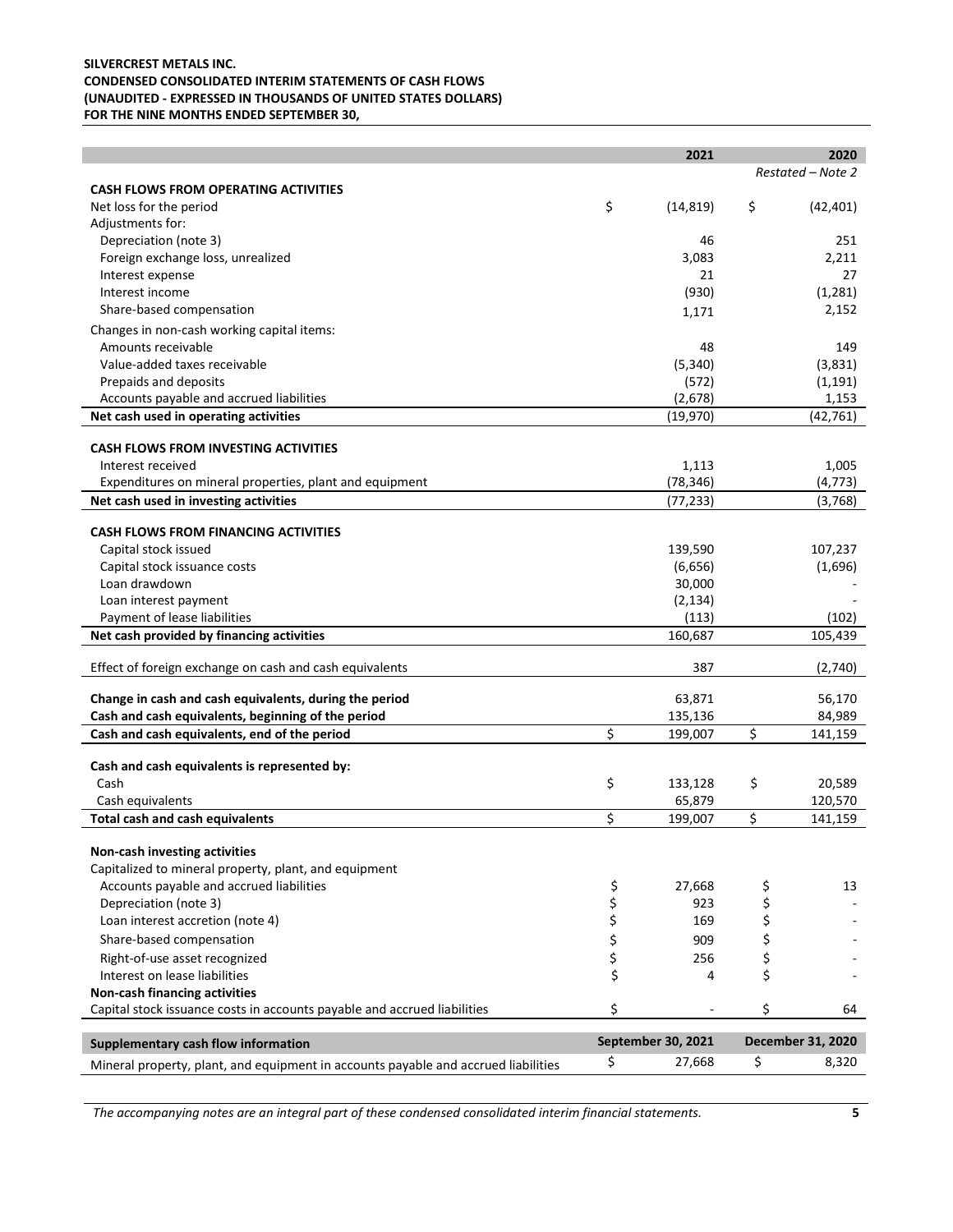**SILVERCREST METALS INC.**
**CONDENSED CONSOLIDATED INTERIM STATEMENTS OF CASH FLOWS**
**(UNAUDITED - EXPRESSED IN THOUSANDS OF UNITED STATES DOLLARS)**
**FOR THE NINE MONTHS ENDED SEPTEMBER 30,**

| | 2021 | 2020 |
|---|---|---|
| | | *Restated – Note 2* |
| **CASH FLOWS FROM OPERATING ACTIVITIES** | | |
| Net loss for the period | $ (14,819) | $ (42,401) |
| Adjustments for: | | |
| Depreciation (note 3) | 46 | 251 |
| Foreign exchange loss, unrealized | 3,083 | 2,211 |
| Interest expense | 21 | 27 |
| Interest income | (930) | (1,281) |
| Share-based compensation | 1,171 | 2,152 |
| Changes in non-cash working capital items: | | |
| Amounts receivable | 48 | 149 |
| Value-added taxes receivable | (5,340) | (3,831) |
| Prepaids and deposits | (572) | (1,191) |
| Accounts payable and accrued liabilities | (2,678) | 1,153 |
| **Net cash used in operating activities** | (19,970) | (42,761) |
| **CASH FLOWS FROM INVESTING ACTIVITIES** | | |
| Interest received | 1,113 | 1,005 |
| Expenditures on mineral properties, plant and equipment | (78,346) | (4,773) |
| **Net cash used in investing activities** | (77,233) | (3,768) |
| **CASH FLOWS FROM FINANCING ACTIVITIES** | | |
| Capital stock issued | 139,590 | 107,237 |
| Capital stock issuance costs | (6,656) | (1,696) |
| Loan drawdown | 30,000 | - |
| Loan interest payment | (2,134) | - |
| Payment of lease liabilities | (113) | (102) |
| **Net cash provided by financing activities** | 160,687 | 105,439 |
| Effect of foreign exchange on cash and cash equivalents | 387 | (2,740) |
| **Change in cash and cash equivalents, during the period** | 63,871 | 56,170 |
| **Cash and cash equivalents, beginning of the period** | 135,136 | 84,989 |
| **Cash and cash equivalents, end of the period** | $ 199,007 | $ 141,159 |
| **Cash and cash equivalents is represented by:** | | |
| Cash | $ 133,128 | $ 20,589 |
| Cash equivalents | 65,879 | 120,570 |
| **Total cash and cash equivalents** | $ 199,007 | $ 141,159 |
| **Non-cash investing activities** | | |
| Capitalized to mineral property, plant, and equipment | | |
| Accounts payable and accrued liabilities | $ 27,668 | $ 13 |
| Depreciation (note 3) | $ 923 | $ - |
| Loan interest accretion (note 4) | $ 169 | $ - |
| Share-based compensation | $ 909 | $ - |
| Right-of-use asset recognized | $ 256 | $ - |
| Interest on lease liabilities | $ 4 | $ - |
| **Non-cash financing activities** | | |
| Capital stock issuance costs in accounts payable and accrued liabilities | $ - | $ 64 |

| **Supplementary cash flow information** | **September 30, 2021** | **December 31, 2020** |
|---|---|---|
| Mineral property, plant, and equipment in accounts payable and accrued liabilities | $ 27,668 | $ 8,320 |

*The accompanying notes are an integral part of these condensed consolidated interim financial statements.*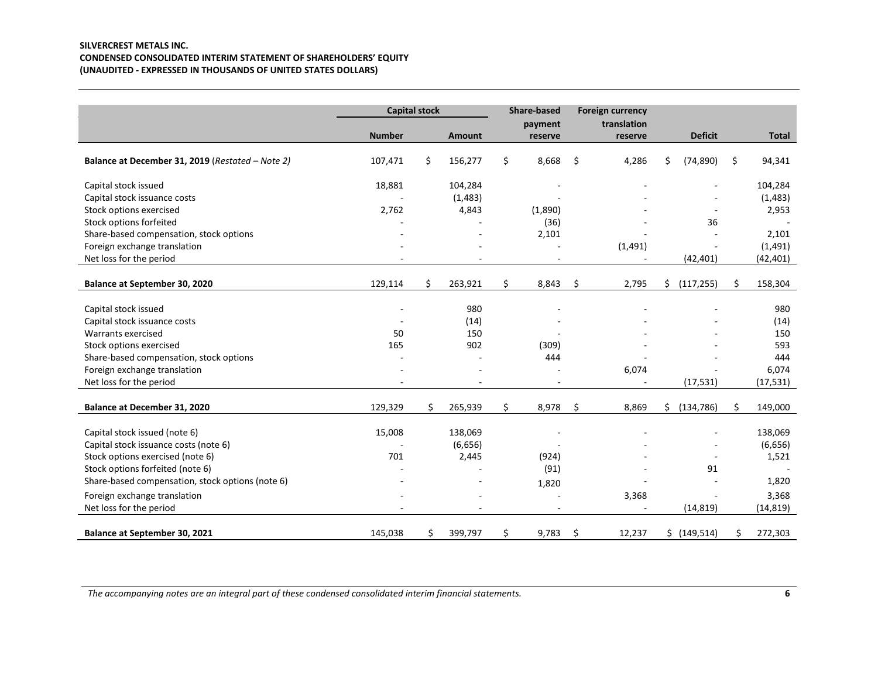**SILVERCREST METALS INC.**
**CONDENSED CONSOLIDATED INTERIM STATEMENT OF SHAREHOLDERS' EQUITY**
**(UNAUDITED - EXPRESSED IN THOUSANDS OF UNITED STATES DOLLARS)**

| | Capital stock | | Share-based payment reserve | Foreign currency translation reserve | Deficit | Total |
|---|---|---|---|---|---|---|
| | Number | Amount | | | | |
| **Balance at December 31, 2019** (*Restated – Note 2*) | 107,471 | $ 156,277 | $ 8,668 | $ 4,286 | $ (74,890) | $ 94,341 |
| Capital stock issued | 18,881 | 104,284 | - | - | - | 104,284 |
| Capital stock issuance costs | - | (1,483) | - | - | - | (1,483) |
| Stock options exercised | 2,762 | 4,843 | (1,890) | - | - | 2,953 |
| Stock options forfeited | - | - | (36) | - | 36 | - |
| Share-based compensation, stock options | - | - | 2,101 | - | - | 2,101 |
| Foreign exchange translation | - | - | - | (1,491) | - | (1,491) |
| Net loss for the period | - | - | - | - | (42,401) | (42,401) |
| **Balance at September 30, 2020** | 129,114 | $ 263,921 | $ 8,843 | $ 2,795 | $ (117,255) | $ 158,304 |
| Capital stock issued | - | 980 | - | - | - | 980 |
| Capital stock issuance costs | - | (14) | - | - | - | (14) |
| Warrants exercised | 50 | 150 | - | - | - | 150 |
| Stock options exercised | 165 | 902 | (309) | - | - | 593 |
| Share-based compensation, stock options | - | - | 444 | - | - | 444 |
| Foreign exchange translation | - | - | - | 6,074 | - | 6,074 |
| Net loss for the period | - | - | - | - | (17,531) | (17,531) |
| **Balance at December 31, 2020** | 129,329 | $ 265,939 | $ 8,978 | $ 8,869 | $ (134,786) | $ 149,000 |
| Capital stock issued (note 6) | 15,008 | 138,069 | - | - | - | 138,069 |
| Capital stock issuance costs (note 6) | - | (6,656) | - | - | - | (6,656) |
| Stock options exercised (note 6) | 701 | 2,445 | (924) | - | - | 1,521 |
| Stock options forfeited (note 6) | - | - | (91) | - | 91 | - |
| Share-based compensation, stock options (note 6) | - | - | 1,820 | - | - | 1,820 |
| Foreign exchange translation | - | - | - | 3,368 | - | 3,368 |
| Net loss for the period | - | - | - | - | (14,819) | (14,819) |
| **Balance at September 30, 2021** | 145,038 | $ 399,797 | $ 9,783 | $ 12,237 | $ (149,514) | $ 272,303 |

*The accompanying notes are an integral part of these condensed consolidated interim financial statements.*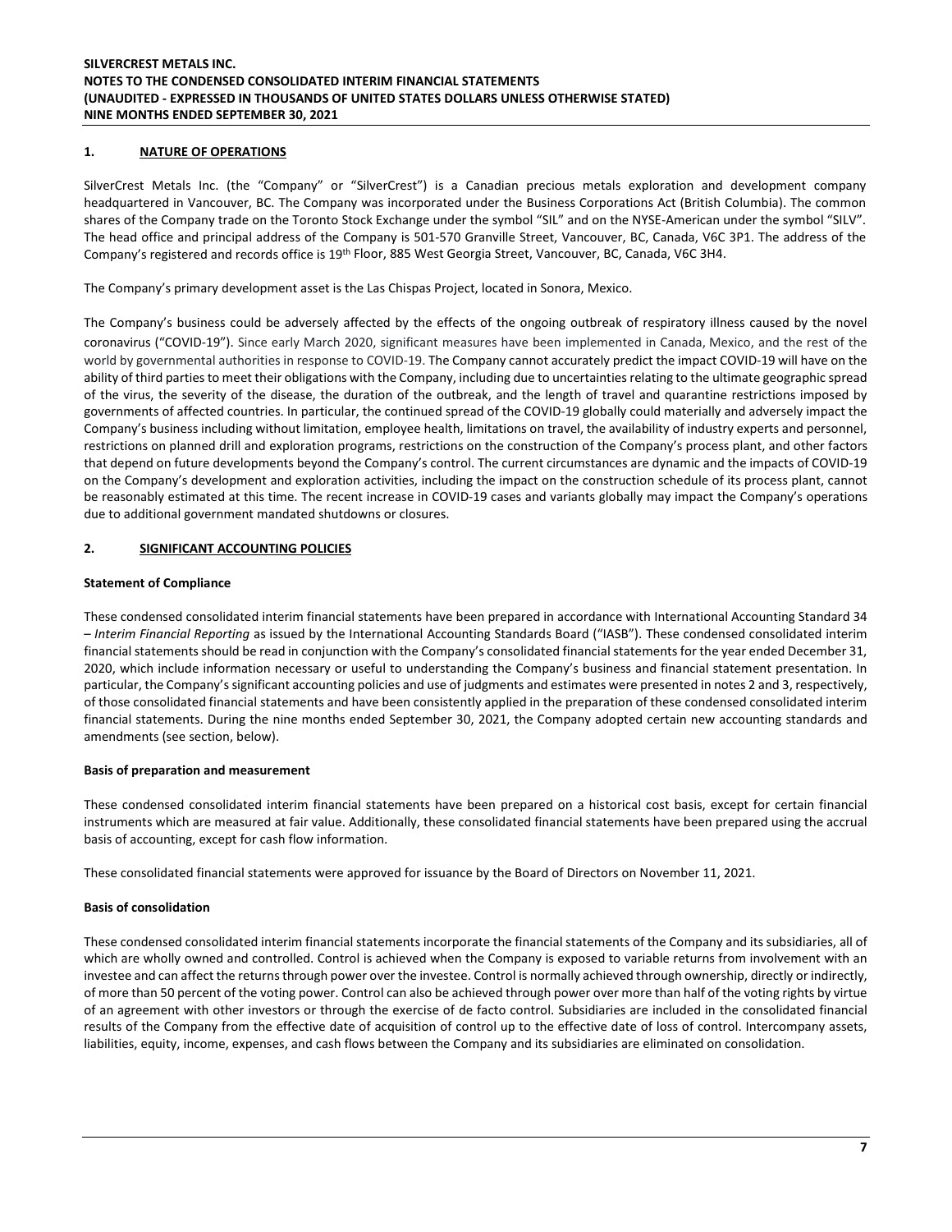## 1. NATURE OF OPERATIONS

SilverCrest Metals Inc. (the "Company" or "SilverCrest") is a Canadian precious metals exploration and development company headquartered in Vancouver, BC. The Company was incorporated under the Business Corporations Act (British Columbia). The common shares of the Company trade on the Toronto Stock Exchange under the symbol "SIL" and on the NYSE-American under the symbol "SILV". The head office and principal address of the Company is 501-570 Granville Street, Vancouver, BC, Canada, V6C 3P1. The address of the Company's registered and records office is 19th Floor, 885 West Georgia Street, Vancouver, BC, Canada, V6C 3H4.

The Company's primary development asset is the Las Chispas Project, located in Sonora, Mexico.

The Company's business could be adversely affected by the effects of the ongoing outbreak of respiratory illness caused by the novel coronavirus ("COVID-19"). Since early March 2020, significant measures have been implemented in Canada, Mexico, and the rest of the world by governmental authorities in response to COVID-19. The Company cannot accurately predict the impact COVID-19 will have on the ability of third parties to meet their obligations with the Company, including due to uncertainties relating to the ultimate geographic spread of the virus, the severity of the disease, the duration of the outbreak, and the length of travel and quarantine restrictions imposed by governments of affected countries. In particular, the continued spread of the COVID-19 globally could materially and adversely impact the Company's business including without limitation, employee health, limitations on travel, the availability of industry experts and personnel, restrictions on planned drill and exploration programs, restrictions on the construction of the Company's process plant, and other factors that depend on future developments beyond the Company's control. The current circumstances are dynamic and the impacts of COVID-19 on the Company's development and exploration activities, including the impact on the construction schedule of its process plant, cannot be reasonably estimated at this time. The recent increase in COVID-19 cases and variants globally may impact the Company's operations due to additional government mandated shutdowns or closures.

## 2. SIGNIFICANT ACCOUNTING POLICIES

### Statement of Compliance

These condensed consolidated interim financial statements have been prepared in accordance with International Accounting Standard 34 – *Interim Financial Reporting* as issued by the International Accounting Standards Board ("IASB"). These condensed consolidated interim financial statements should be read in conjunction with the Company's consolidated financial statements for the year ended December 31, 2020, which include information necessary or useful to understanding the Company's business and financial statement presentation. In particular, the Company's significant accounting policies and use of judgments and estimates were presented in notes 2 and 3, respectively, of those consolidated financial statements and have been consistently applied in the preparation of these condensed consolidated interim financial statements. During the nine months ended September 30, 2021, the Company adopted certain new accounting standards and amendments (see section, below).

### Basis of preparation and measurement

These condensed consolidated interim financial statements have been prepared on a historical cost basis, except for certain financial instruments which are measured at fair value. Additionally, these consolidated financial statements have been prepared using the accrual basis of accounting, except for cash flow information.

These consolidated financial statements were approved for issuance by the Board of Directors on November 11, 2021.

### Basis of consolidation

These condensed consolidated interim financial statements incorporate the financial statements of the Company and its subsidiaries, all of which are wholly owned and controlled. Control is achieved when the Company is exposed to variable returns from involvement with an investee and can affect the returns through power over the investee. Control is normally achieved through ownership, directly or indirectly, of more than 50 percent of the voting power. Control can also be achieved through power over more than half of the voting rights by virtue of an agreement with other investors or through the exercise of de facto control. Subsidiaries are included in the consolidated financial results of the Company from the effective date of acquisition of control up to the effective date of loss of control. Intercompany assets, liabilities, equity, income, expenses, and cash flows between the Company and its subsidiaries are eliminated on consolidation.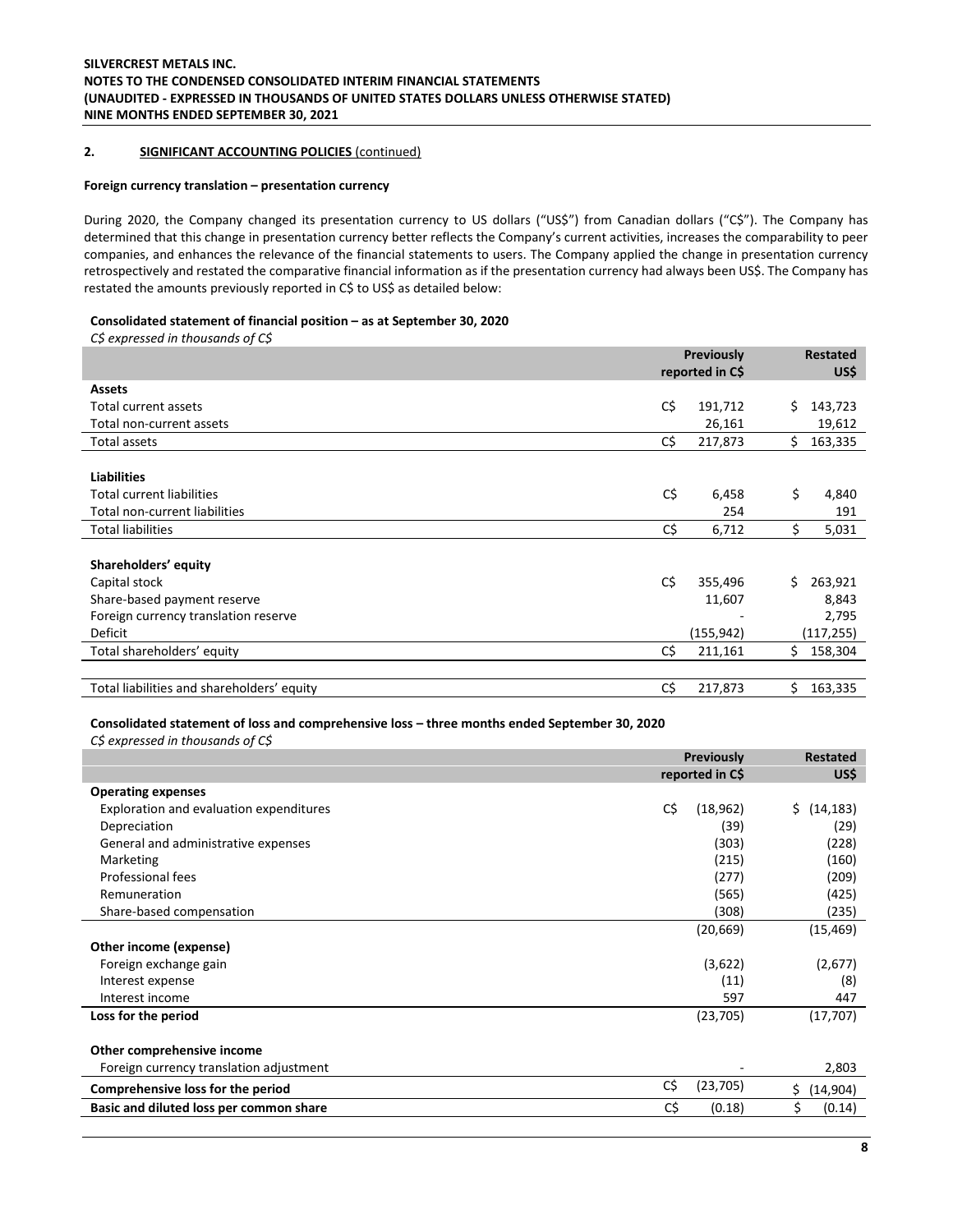## 2. SIGNIFICANT ACCOUNTING POLICIES (continued)

**Foreign currency translation – presentation currency**

During 2020, the Company changed its presentation currency to US dollars ("US$") from Canadian dollars ("C$"). The Company has determined that this change in presentation currency better reflects the Company's current activities, increases the comparability to peer companies, and enhances the relevance of the financial statements to users. The Company applied the change in presentation currency retrospectively and restated the comparative financial information as if the presentation currency had always been US$. The Company has restated the amounts previously reported in C$ to US$ as detailed below:

**Consolidated statement of financial position – as at September 30, 2020**

*C$ expressed in thousands of C$*

| | Previously reported in C$ | Restated US$ |
|---|---|---|
| **Assets** | | |
| Total current assets | C$ 191,712 | $ 143,723 |
| Total non-current assets | 26,161 | 19,612 |
| Total assets | C$ 217,873 | $ 163,335 |
| | | |
| **Liabilities** | | |
| Total current liabilities | C$ 6,458 | $ 4,840 |
| Total non-current liabilities | 254 | 191 |
| Total liabilities | C$ 6,712 | $ 5,031 |
| | | |
| **Shareholders' equity** | | |
| Capital stock | C$ 355,496 | $ 263,921 |
| Share-based payment reserve | 11,607 | 8,843 |
| Foreign currency translation reserve | - | 2,795 |
| Deficit | (155,942) | (117,255) |
| Total shareholders' equity | C$ 211,161 | $ 158,304 |
| | | |
| Total liabilities and shareholders' equity | C$ 217,873 | $ 163,335 |

**Consolidated statement of loss and comprehensive loss – three months ended September 30, 2020**

*C$ expressed in thousands of C$*

| | Previously reported in C$ | Restated US$ |
|---|---|---|
| **Operating expenses** | | |
| Exploration and evaluation expenditures | C$ (18,962) | $ (14,183) |
| Depreciation | (39) | (29) |
| General and administrative expenses | (303) | (228) |
| Marketing | (215) | (160) |
| Professional fees | (277) | (209) |
| Remuneration | (565) | (425) |
| Share-based compensation | (308) | (235) |
| | (20,669) | (15,469) |
| **Other income (expense)** | | |
| Foreign exchange gain | (3,622) | (2,677) |
| Interest expense | (11) | (8) |
| Interest income | 597 | 447 |
| **Loss for the period** | (23,705) | (17,707) |
| | | |
| **Other comprehensive income** | | |
| Foreign currency translation adjustment | - | 2,803 |
| **Comprehensive loss for the period** | C$ (23,705) | $ (14,904) |
| **Basic and diluted loss per common share** | C$ (0.18) | $ (0.14) |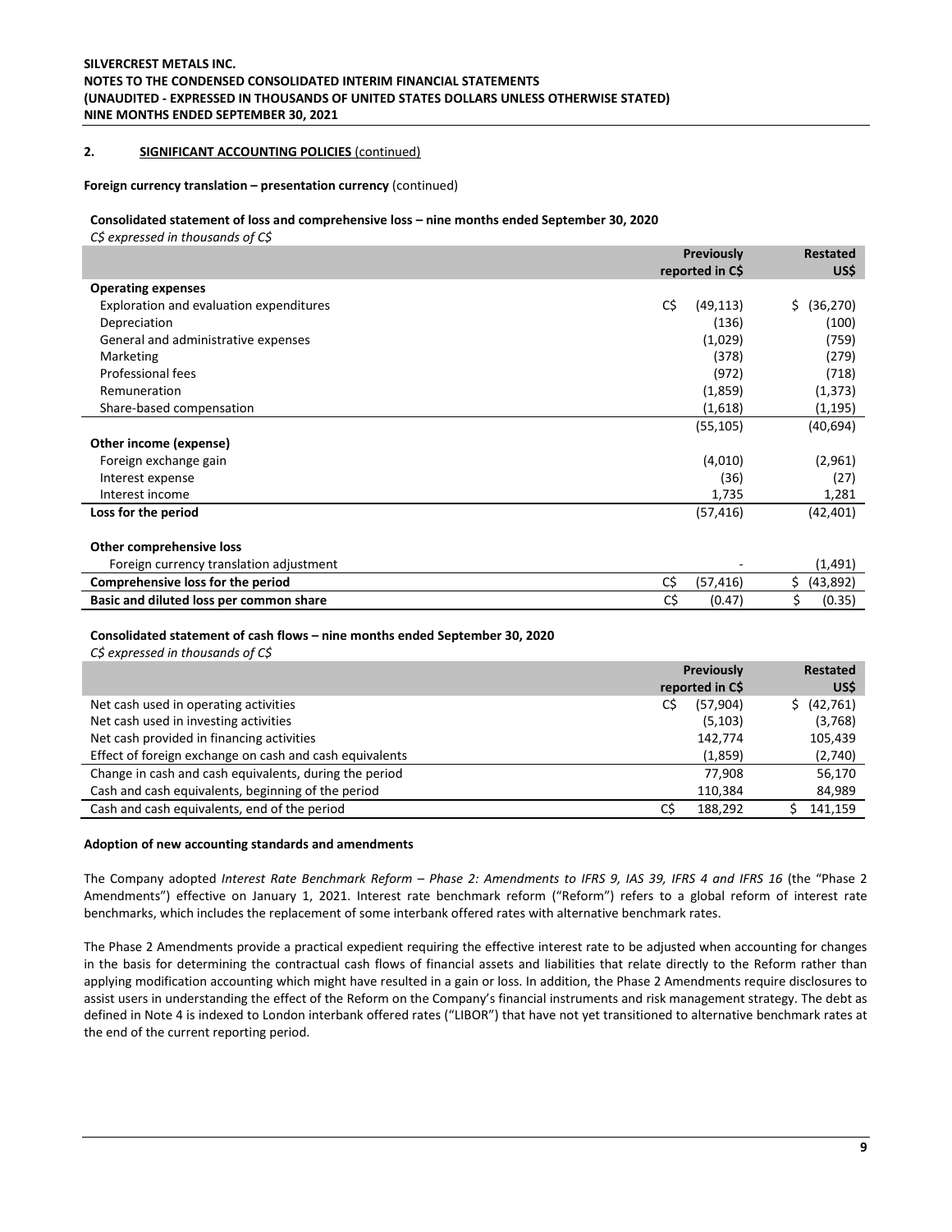## 2. SIGNIFICANT ACCOUNTING POLICIES (continued)

**Foreign currency translation – presentation currency** (continued)

**Consolidated statement of loss and comprehensive loss – nine months ended September 30, 2020**

*C$ expressed in thousands of C$*

| | Previously reported in C$ | Restated US$ |
|---|---|---|
| **Operating expenses** | | |
| Exploration and evaluation expenditures | C$ (49,113) | $ (36,270) |
| Depreciation | (136) | (100) |
| General and administrative expenses | (1,029) | (759) |
| Marketing | (378) | (279) |
| Professional fees | (972) | (718) |
| Remuneration | (1,859) | (1,373) |
| Share-based compensation | (1,618) | (1,195) |
| | (55,105) | (40,694) |
| **Other income (expense)** | | |
| Foreign exchange gain | (4,010) | (2,961) |
| Interest expense | (36) | (27) |
| Interest income | 1,735 | 1,281 |
| **Loss for the period** | (57,416) | (42,401) |
| | | |
| **Other comprehensive loss** | | |
| Foreign currency translation adjustment | - | (1,491) |
| **Comprehensive loss for the period** | C$ (57,416) | $ (43,892) |
| **Basic and diluted loss per common share** | C$ (0.47) | $ (0.35) |

**Consolidated statement of cash flows – nine months ended September 30, 2020**

*C$ expressed in thousands of C$*

| | Previously reported in C$ | Restated US$ |
|---|---|---|
| Net cash used in operating activities | C$ (57,904) | $ (42,761) |
| Net cash used in investing activities | (5,103) | (3,768) |
| Net cash provided in financing activities | 142,774 | 105,439 |
| Effect of foreign exchange on cash and cash equivalents | (1,859) | (2,740) |
| Change in cash and cash equivalents, during the period | 77,908 | 56,170 |
| Cash and cash equivalents, beginning of the period | 110,384 | 84,989 |
| Cash and cash equivalents, end of the period | C$ 188,292 | $ 141,159 |

**Adoption of new accounting standards and amendments**

The Company adopted *Interest Rate Benchmark Reform – Phase 2: Amendments to IFRS 9, IAS 39, IFRS 4 and IFRS 16* (the "Phase 2 Amendments") effective on January 1, 2021. Interest rate benchmark reform ("Reform") refers to a global reform of interest rate benchmarks, which includes the replacement of some interbank offered rates with alternative benchmark rates.

The Phase 2 Amendments provide a practical expedient requiring the effective interest rate to be adjusted when accounting for changes in the basis for determining the contractual cash flows of financial assets and liabilities that relate directly to the Reform rather than applying modification accounting which might have resulted in a gain or loss. In addition, the Phase 2 Amendments require disclosures to assist users in understanding the effect of the Reform on the Company's financial instruments and risk management strategy. The debt as defined in Note 4 is indexed to London interbank offered rates ("LIBOR") that have not yet transitioned to alternative benchmark rates at the end of the current reporting period.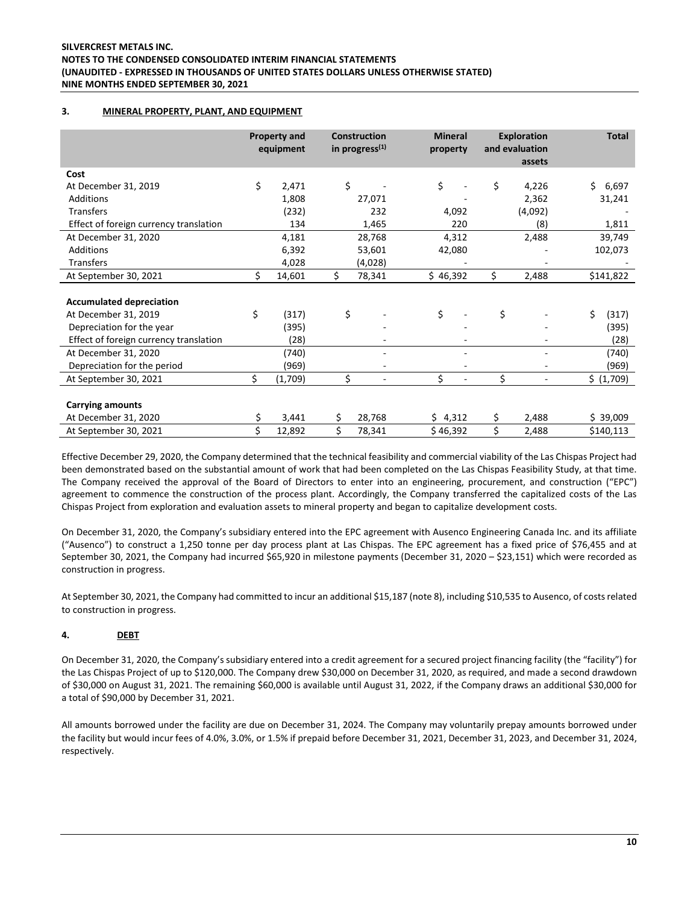## 3. MINERAL PROPERTY, PLANT, AND EQUIPMENT

| | Property and equipment | Construction in progress[(1)] | Mineral property | Exploration and evaluation assets | Total |
|---|---|---|---|---|---|
| **Cost** | | | | | |
| At December 31, 2019 | $ 2,471 | $ - | $ - | $ 4,226 | $ 6,697 |
| Additions | 1,808 | 27,071 | - | 2,362 | 31,241 |
| Transfers | (232) | 232 | 4,092 | (4,092) | - |
| Effect of foreign currency translation | 134 | 1,465 | 220 | (8) | 1,811 |
| At December 31, 2020 | 4,181 | 28,768 | 4,312 | 2,488 | 39,749 |
| Additions | 6,392 | 53,601 | 42,080 | - | 102,073 |
| Transfers | 4,028 | (4,028) | - | - | - |
| At September 30, 2021 | $ 14,601 | $ 78,341 | $ 46,392 | $ 2,488 | $141,822 |
| **Accumulated depreciation** | | | | | |
| At December 31, 2019 | $ (317) | $ - | $ - | $ - | $ (317) |
| Depreciation for the year | (395) | - | - | - | (395) |
| Effect of foreign currency translation | (28) | - | - | - | (28) |
| At December 31, 2020 | (740) | - | - | - | (740) |
| Depreciation for the period | (969) | - | - | - | (969) |
| At September 30, 2021 | $ (1,709) | $ - | $ - | $ - | $ (1,709) |
| **Carrying amounts** | | | | | |
| At December 31, 2020 | $ 3,441 | $ 28,768 | $ 4,312 | $ 2,488 | $ 39,009 |
| At September 30, 2021 | $ 12,892 | $ 78,341 | $ 46,392 | $ 2,488 | $140,113 |

Effective December 29, 2020, the Company determined that the technical feasibility and commercial viability of the Las Chispas Project had been demonstrated based on the substantial amount of work that had been completed on the Las Chispas Feasibility Study, at that time. The Company received the approval of the Board of Directors to enter into an engineering, procurement, and construction ("EPC") agreement to commence the construction of the process plant. Accordingly, the Company transferred the capitalized costs of the Las Chispas Project from exploration and evaluation assets to mineral property and began to capitalize development costs.

On December 31, 2020, the Company's subsidiary entered into the EPC agreement with Ausenco Engineering Canada Inc. and its affiliate ("Ausenco") to construct a 1,250 tonne per day process plant at Las Chispas. The EPC agreement has a fixed price of $76,455 and at September 30, 2021, the Company had incurred $65,920 in milestone payments (December 31, 2020 – $23,151) which were recorded as construction in progress.

At September 30, 2021, the Company had committed to incur an additional $15,187 (note 8), including $10,535 to Ausenco, of costs related to construction in progress.

## 4. DEBT

On December 31, 2020, the Company's subsidiary entered into a credit agreement for a secured project financing facility (the "facility") for the Las Chispas Project of up to $120,000. The Company drew $30,000 on December 31, 2020, as required, and made a second drawdown of $30,000 on August 31, 2021. The remaining $60,000 is available until August 31, 2022, if the Company draws an additional $30,000 for a total of $90,000 by December 31, 2021.

All amounts borrowed under the facility are due on December 31, 2024. The Company may voluntarily prepay amounts borrowed under the facility but would incur fees of 4.0%, 3.0%, or 1.5% if prepaid before December 31, 2021, December 31, 2023, and December 31, 2024, respectively.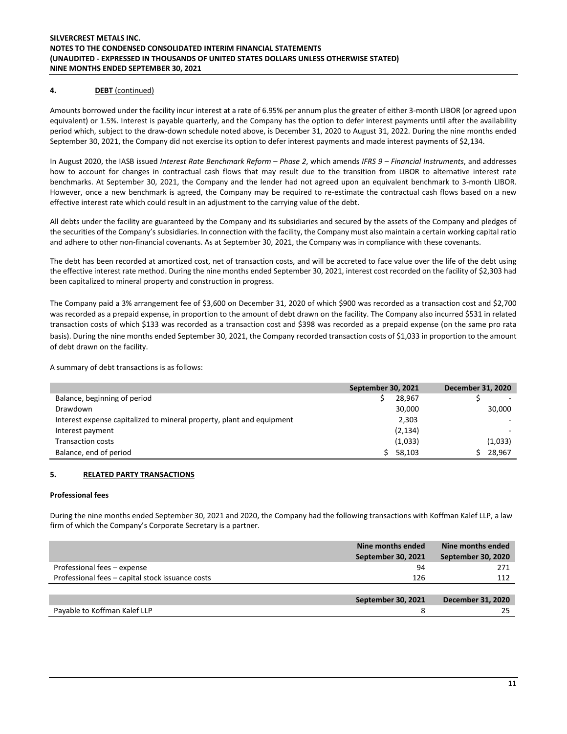## 4. DEBT (continued)

Amounts borrowed under the facility incur interest at a rate of 6.95% per annum plus the greater of either 3-month LIBOR (or agreed upon equivalent) or 1.5%. Interest is payable quarterly, and the Company has the option to defer interest payments until after the availability period which, subject to the draw-down schedule noted above, is December 31, 2020 to August 31, 2022. During the nine months ended September 30, 2021, the Company did not exercise its option to defer interest payments and made interest payments of $2,134.

In August 2020, the IASB issued *Interest Rate Benchmark Reform – Phase 2*, which amends *IFRS 9 – Financial Instruments*, and addresses how to account for changes in contractual cash flows that may result due to the transition from LIBOR to alternative interest rate benchmarks. At September 30, 2021, the Company and the lender had not agreed upon an equivalent benchmark to 3-month LIBOR. However, once a new benchmark is agreed, the Company may be required to re-estimate the contractual cash flows based on a new effective interest rate which could result in an adjustment to the carrying value of the debt.

All debts under the facility are guaranteed by the Company and its subsidiaries and secured by the assets of the Company and pledges of the securities of the Company's subsidiaries. In connection with the facility, the Company must also maintain a certain working capital ratio and adhere to other non-financial covenants. As at September 30, 2021, the Company was in compliance with these covenants.

The debt has been recorded at amortized cost, net of transaction costs, and will be accreted to face value over the life of the debt using the effective interest rate method. During the nine months ended September 30, 2021, interest cost recorded on the facility of $2,303 had been capitalized to mineral property and construction in progress.

The Company paid a 3% arrangement fee of $3,600 on December 31, 2020 of which $900 was recorded as a transaction cost and $2,700 was recorded as a prepaid expense, in proportion to the amount of debt drawn on the facility. The Company also incurred $531 in related transaction costs of which $133 was recorded as a transaction cost and $398 was recorded as a prepaid expense (on the same pro rata basis). During the nine months ended September 30, 2021, the Company recorded transaction costs of $1,033 in proportion to the amount of debt drawn on the facility.

A summary of debt transactions is as follows:

| | September 30, 2021 | December 31, 2020 |
|---|---|---|
| Balance, beginning of period | $ 28,967 | $ - |
| Drawdown | 30,000 | 30,000 |
| Interest expense capitalized to mineral property, plant and equipment | 2,303 | - |
| Interest payment | (2,134) | - |
| Transaction costs | (1,033) | (1,033) |
| Balance, end of period | $ 58,103 | $ 28,967 |

## 5. RELATED PARTY TRANSACTIONS

### Professional fees

During the nine months ended September 30, 2021 and 2020, the Company had the following transactions with Koffman Kalef LLP, a law firm of which the Company's Corporate Secretary is a partner.

| | Nine months ended September 30, 2021 | Nine months ended September 30, 2020 |
|---|---|---|
| Professional fees – expense | 94 | 271 |
| Professional fees – capital stock issuance costs | 126 | 112 |

| | September 30, 2021 | December 31, 2020 |
|---|---|---|
| Payable to Koffman Kalef LLP | 8 | 25 |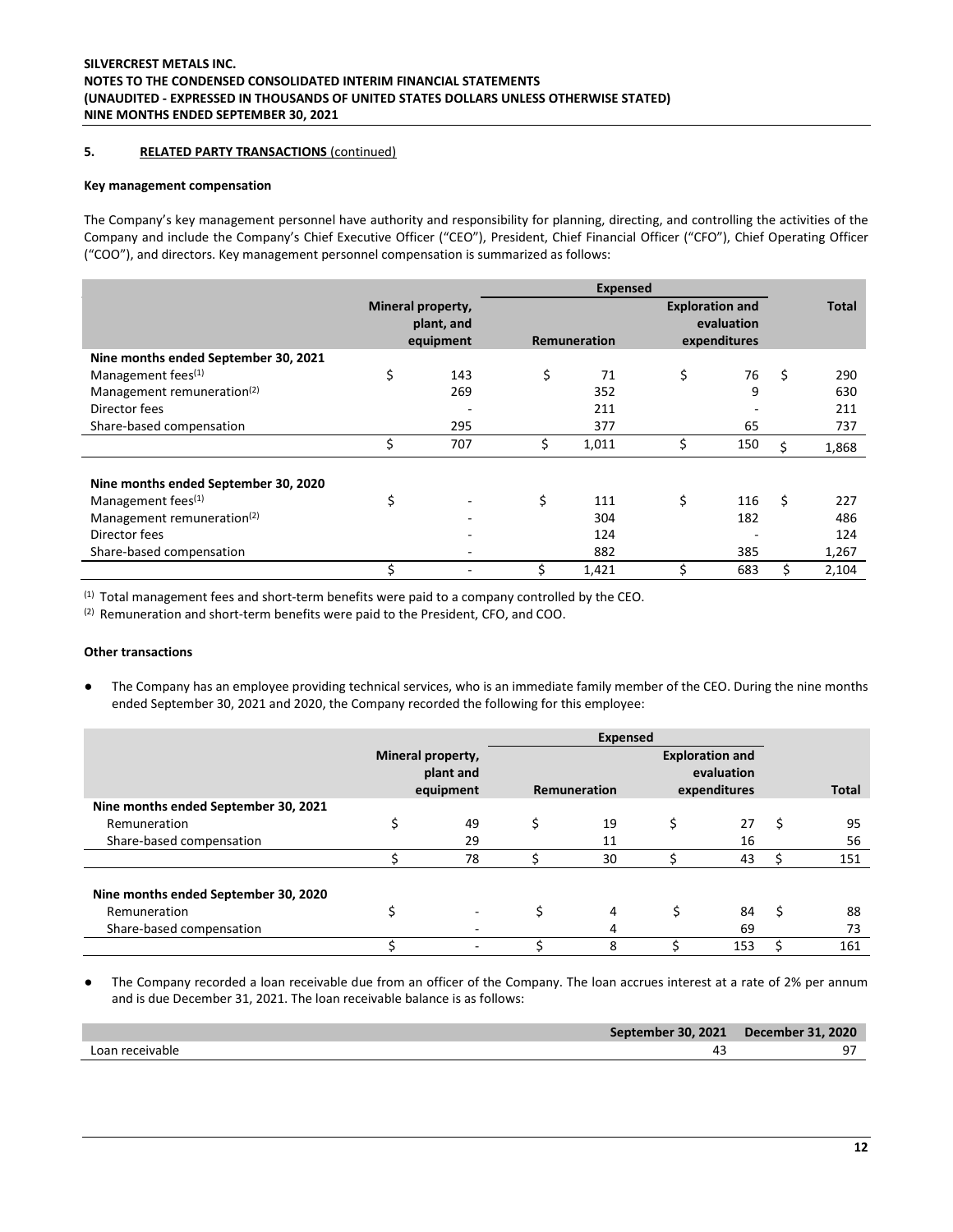## 5. RELATED PARTY TRANSACTIONS (continued)

### Key management compensation

The Company's key management personnel have authority and responsibility for planning, directing, and controlling the activities of the Company and include the Company's Chief Executive Officer ("CEO"), President, Chief Financial Officer ("CFO"), Chief Operating Officer ("COO"), and directors. Key management personnel compensation is summarized as follows:

| | Mineral property, plant, and equipment | Expensed | | Total |
|---|---|---|---|---|
| | | Remuneration | Exploration and evaluation expenditures | |
| **Nine months ended September 30, 2021** | | | | |
| Management fees[(1)] | $ 143 | $ 71 | $ 76 | $ 290 |
| Management remuneration[(2)] | 269 | 352 | 9 | 630 |
| Director fees | - | 211 | - | 211 |
| Share-based compensation | 295 | 377 | 65 | 737 |
| | $ 707 | $ 1,011 | $ 150 | $ 1,868 |
| **Nine months ended September 30, 2020** | | | | |
| Management fees[(1)] | $ - | $ 111 | $ 116 | $ 227 |
| Management remuneration[(2)] | - | 304 | 182 | 486 |
| Director fees | - | 124 | - | 124 |
| Share-based compensation | - | 882 | 385 | 1,267 |
| | $ - | $ 1,421 | $ 683 | $ 2,104 |

(1) Total management fees and short-term benefits were paid to a company controlled by the CEO.
(2) Remuneration and short-term benefits were paid to the President, CFO, and COO.

### Other transactions

- The Company has an employee providing technical services, who is an immediate family member of the CEO. During the nine months ended September 30, 2021 and 2020, the Company recorded the following for this employee:

| | Mineral property, plant and equipment | Expensed | | Total |
|---|---|---|---|---|
| | | Remuneration | Exploration and evaluation expenditures | |
| **Nine months ended September 30, 2021** | | | | |
| Remuneration | $ 49 | $ 19 | $ 27 | $ 95 |
| Share-based compensation | 29 | 11 | 16 | 56 |
| | $ 78 | $ 30 | $ 43 | $ 151 |
| **Nine months ended September 30, 2020** | | | | |
| Remuneration | $ - | $ 4 | $ 84 | $ 88 |
| Share-based compensation | - | 4 | 69 | 73 |
| | $ - | $ 8 | $ 153 | $ 161 |

- The Company recorded a loan receivable due from an officer of the Company. The loan accrues interest at a rate of 2% per annum and is due December 31, 2021. The loan receivable balance is as follows:

| | September 30, 2021 | December 31, 2020 |
|---|---|---|
| Loan receivable | 43 | 97 |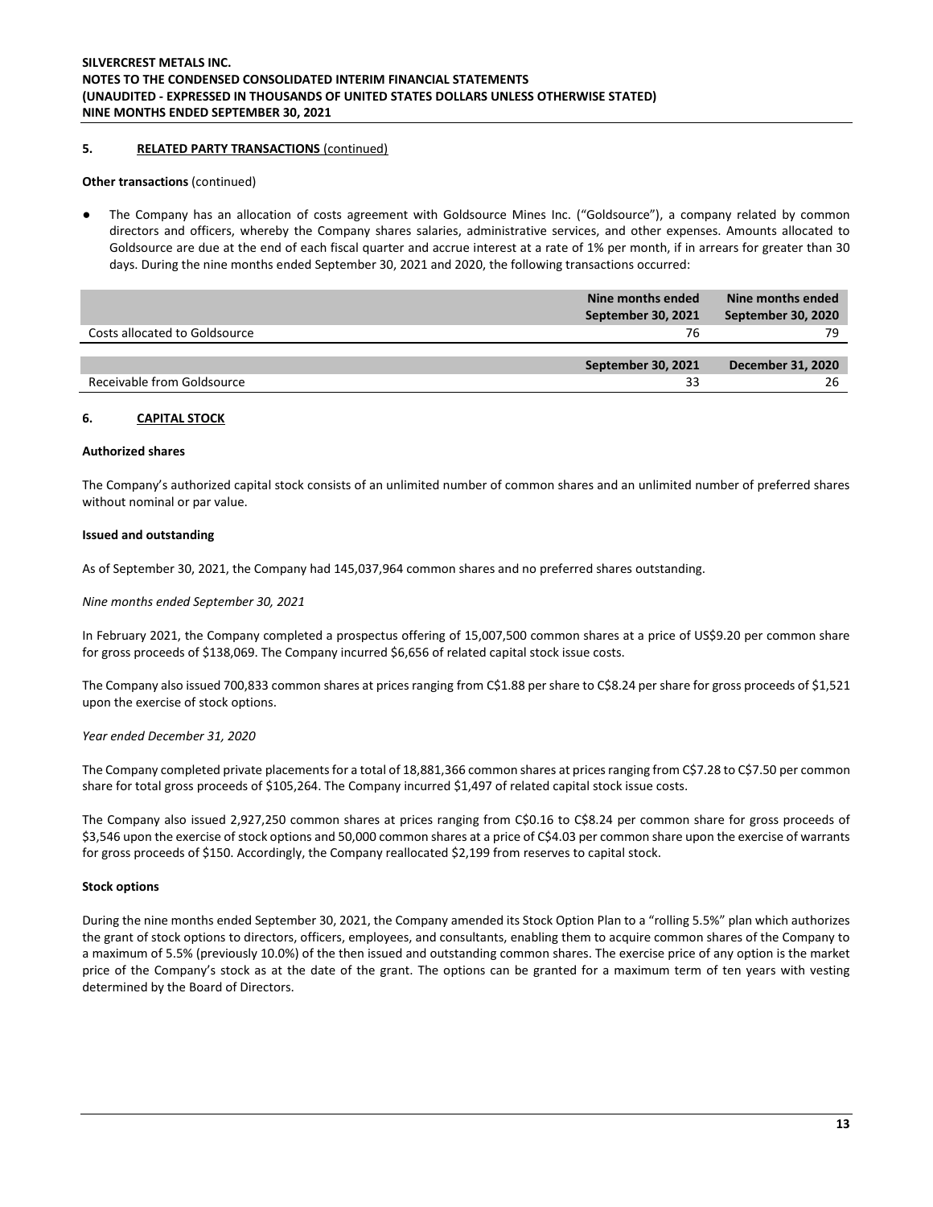## 5. RELATED PARTY TRANSACTIONS (continued)

**Other transactions** (continued)

- The Company has an allocation of costs agreement with Goldsource Mines Inc. ("Goldsource"), a company related by common directors and officers, whereby the Company shares salaries, administrative services, and other expenses. Amounts allocated to Goldsource are due at the end of each fiscal quarter and accrue interest at a rate of 1% per month, if in arrears for greater than 30 days. During the nine months ended September 30, 2021 and 2020, the following transactions occurred:

| | Nine months ended September 30, 2021 | Nine months ended September 30, 2020 |
|---|---|---|
| Costs allocated to Goldsource | 76 | 79 |

| | September 30, 2021 | December 31, 2020 |
|---|---|---|
| Receivable from Goldsource | 33 | 26 |

## 6. CAPITAL STOCK

**Authorized shares**

The Company's authorized capital stock consists of an unlimited number of common shares and an unlimited number of preferred shares without nominal or par value.

**Issued and outstanding**

As of September 30, 2021, the Company had 145,037,964 common shares and no preferred shares outstanding.

*Nine months ended September 30, 2021*

In February 2021, the Company completed a prospectus offering of 15,007,500 common shares at a price of US$9.20 per common share for gross proceeds of $138,069. The Company incurred $6,656 of related capital stock issue costs.

The Company also issued 700,833 common shares at prices ranging from C$1.88 per share to C$8.24 per share for gross proceeds of $1,521 upon the exercise of stock options.

*Year ended December 31, 2020*

The Company completed private placements for a total of 18,881,366 common shares at prices ranging from C$7.28 to C$7.50 per common share for total gross proceeds of $105,264. The Company incurred $1,497 of related capital stock issue costs.

The Company also issued 2,927,250 common shares at prices ranging from C$0.16 to C$8.24 per common share for gross proceeds of $3,546 upon the exercise of stock options and 50,000 common shares at a price of C$4.03 per common share upon the exercise of warrants for gross proceeds of $150. Accordingly, the Company reallocated $2,199 from reserves to capital stock.

**Stock options**

During the nine months ended September 30, 2021, the Company amended its Stock Option Plan to a "rolling 5.5%" plan which authorizes the grant of stock options to directors, officers, employees, and consultants, enabling them to acquire common shares of the Company to a maximum of 5.5% (previously 10.0%) of the then issued and outstanding common shares. The exercise price of any option is the market price of the Company's stock as at the date of the grant. The options can be granted for a maximum term of ten years with vesting determined by the Board of Directors.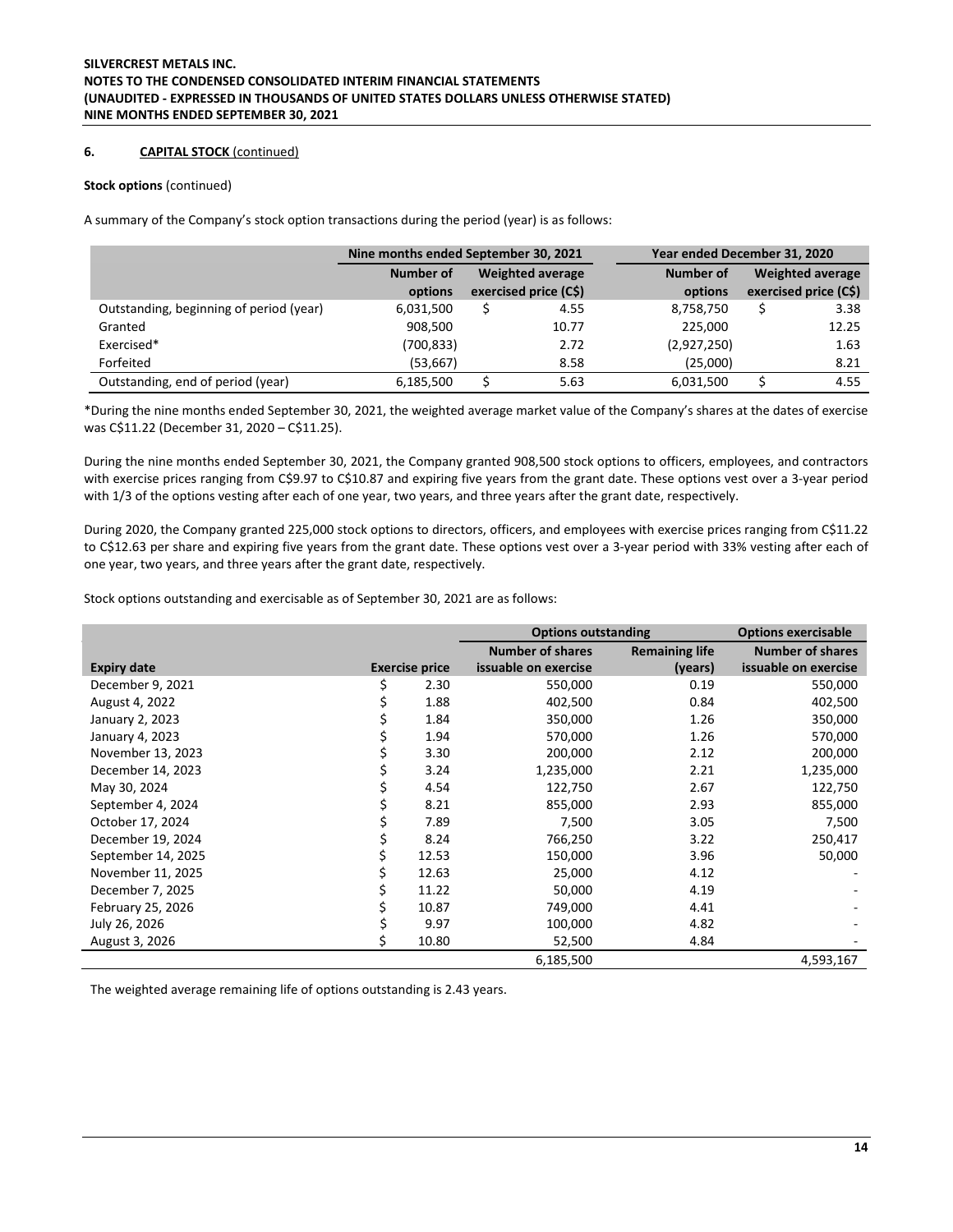## 6. CAPITAL STOCK (continued)

**Stock options** (continued)

A summary of the Company's stock option transactions during the period (year) is as follows:

| | Nine months ended September 30, 2021 | | Year ended December 31, 2020 | |
|---|---|---|---|---|
| | Number of options | Weighted average exercised price (C$) | Number of options | Weighted average exercised price (C$) |
| Outstanding, beginning of period (year) | 6,031,500 | $ 4.55 | 8,758,750 | $ 3.38 |
| Granted | 908,500 | 10.77 | 225,000 | 12.25 |
| Exercised* | (700,833) | 2.72 | (2,927,250) | 1.63 |
| Forfeited | (53,667) | 8.58 | (25,000) | 8.21 |
| Outstanding, end of period (year) | 6,185,500 | $ 5.63 | 6,031,500 | $ 4.55 |

*During the nine months ended September 30, 2021, the weighted average market value of the Company's shares at the dates of exercise was C$11.22 (December 31, 2020 – C$11.25).

During the nine months ended September 30, 2021, the Company granted 908,500 stock options to officers, employees, and contractors with exercise prices ranging from C$9.97 to C$10.87 and expiring five years from the grant date. These options vest over a 3-year period with 1/3 of the options vesting after each of one year, two years, and three years after the grant date, respectively.

During 2020, the Company granted 225,000 stock options to directors, officers, and employees with exercise prices ranging from C$11.22 to C$12.63 per share and expiring five years from the grant date. These options vest over a 3-year period with 33% vesting after each of one year, two years, and three years after the grant date, respectively.

Stock options outstanding and exercisable as of September 30, 2021 are as follows:

| | | Options outstanding | | Options exercisable |
|---|---|---|---|---|
| Expiry date | Exercise price | Number of shares issuable on exercise | Remaining life (years) | Number of shares issuable on exercise |
| December 9, 2021 | $ 2.30 | 550,000 | 0.19 | 550,000 |
| August 4, 2022 | $ 1.88 | 402,500 | 0.84 | 402,500 |
| January 2, 2023 | $ 1.84 | 350,000 | 1.26 | 350,000 |
| January 4, 2023 | $ 1.94 | 570,000 | 1.26 | 570,000 |
| November 13, 2023 | $ 3.30 | 200,000 | 2.12 | 200,000 |
| December 14, 2023 | $ 3.24 | 1,235,000 | 2.21 | 1,235,000 |
| May 30, 2024 | $ 4.54 | 122,750 | 2.67 | 122,750 |
| September 4, 2024 | $ 8.21 | 855,000 | 2.93 | 855,000 |
| October 17, 2024 | $ 7.89 | 7,500 | 3.05 | 7,500 |
| December 19, 2024 | $ 8.24 | 766,250 | 3.22 | 250,417 |
| September 14, 2025 | $ 12.53 | 150,000 | 3.96 | 50,000 |
| November 11, 2025 | $ 12.63 | 25,000 | 4.12 | - |
| December 7, 2025 | $ 11.22 | 50,000 | 4.19 | - |
| February 25, 2026 | $ 10.87 | 749,000 | 4.41 | - |
| July 26, 2026 | $ 9.97 | 100,000 | 4.82 | - |
| August 3, 2026 | $ 10.80 | 52,500 | 4.84 | - |
| | | 6,185,500 | | 4,593,167 |

The weighted average remaining life of options outstanding is 2.43 years.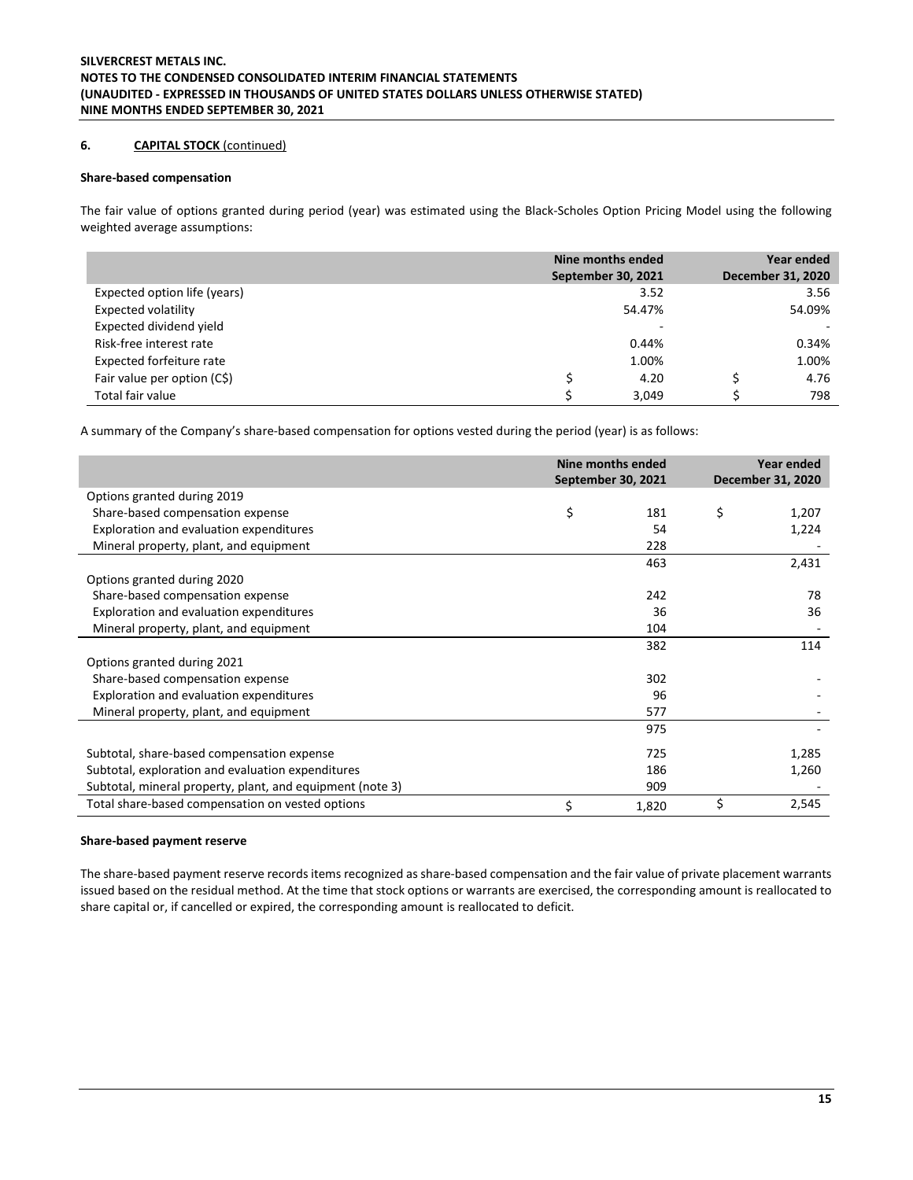## 6. CAPITAL STOCK (continued)

### Share-based compensation

The fair value of options granted during period (year) was estimated using the Black-Scholes Option Pricing Model using the following weighted average assumptions:

| | Nine months ended September 30, 2021 | Year ended December 31, 2020 |
|---|---|---|
| Expected option life (years) | 3.52 | 3.56 |
| Expected volatility | 54.47% | 54.09% |
| Expected dividend yield | - | - |
| Risk-free interest rate | 0.44% | 0.34% |
| Expected forfeiture rate | 1.00% | 1.00% |
| Fair value per option (C$) | $ 4.20 | $ 4.76 |
| Total fair value | $ 3,049 | $ 798 |

A summary of the Company's share-based compensation for options vested during the period (year) is as follows:

| | Nine months ended September 30, 2021 | Year ended December 31, 2020 |
|---|---|---|
| Options granted during 2019 | | |
| Share-based compensation expense | $ 181 | $ 1,207 |
| Exploration and evaluation expenditures | 54 | 1,224 |
| Mineral property, plant, and equipment | 228 | - |
| | 463 | 2,431 |
| Options granted during 2020 | | |
| Share-based compensation expense | 242 | 78 |
| Exploration and evaluation expenditures | 36 | 36 |
| Mineral property, plant, and equipment | 104 | - |
| | 382 | 114 |
| Options granted during 2021 | | |
| Share-based compensation expense | 302 | - |
| Exploration and evaluation expenditures | 96 | - |
| Mineral property, plant, and equipment | 577 | - |
| | 975 | - |
| Subtotal, share-based compensation expense | 725 | 1,285 |
| Subtotal, exploration and evaluation expenditures | 186 | 1,260 |
| Subtotal, mineral property, plant, and equipment (note 3) | 909 | - |
| Total share-based compensation on vested options | $ 1,820 | $ 2,545 |

### Share-based payment reserve

The share-based payment reserve records items recognized as share-based compensation and the fair value of private placement warrants issued based on the residual method. At the time that stock options or warrants are exercised, the corresponding amount is reallocated to share capital or, if cancelled or expired, the corresponding amount is reallocated to deficit.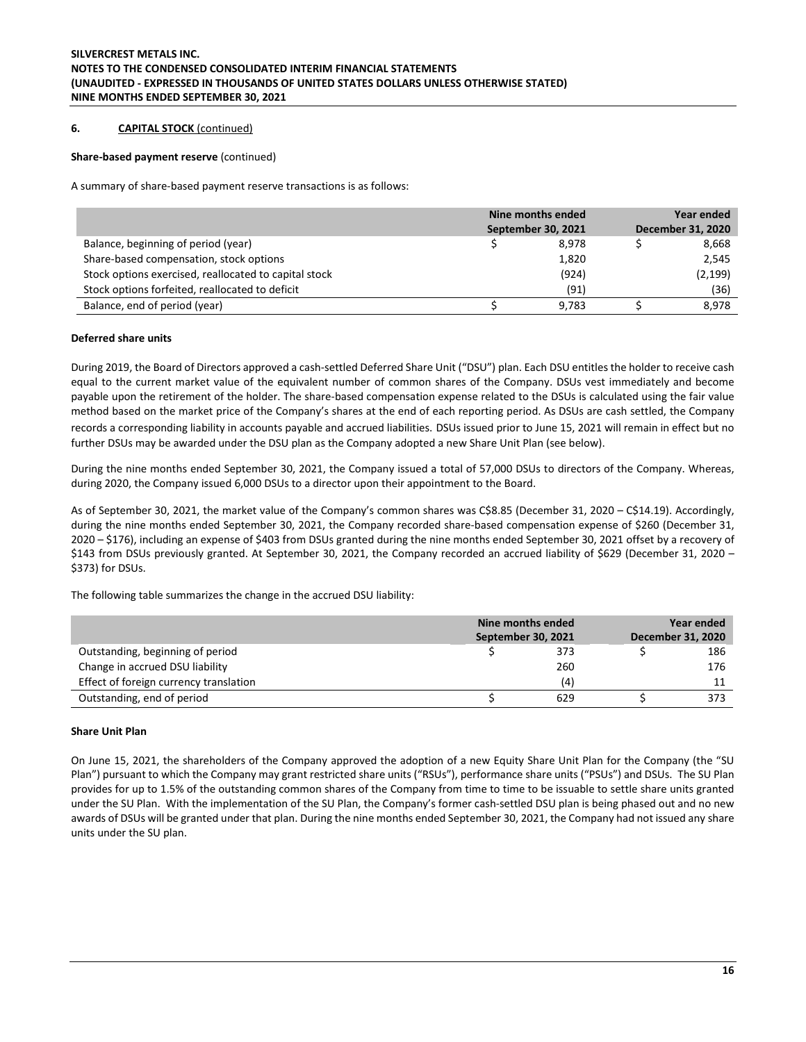## 6. CAPITAL STOCK (continued)

**Share-based payment reserve** (continued)

A summary of share-based payment reserve transactions is as follows:

| | Nine months ended September 30, 2021 | Year ended December 31, 2020 |
|---|---|---|
| Balance, beginning of period (year) | $ 8,978 | $ 8,668 |
| Share-based compensation, stock options | 1,820 | 2,545 |
| Stock options exercised, reallocated to capital stock | (924) | (2,199) |
| Stock options forfeited, reallocated to deficit | (91) | (36) |
| Balance, end of period (year) | $ 9,783 | $ 8,978 |

**Deferred share units**

During 2019, the Board of Directors approved a cash-settled Deferred Share Unit ("DSU") plan. Each DSU entitles the holder to receive cash equal to the current market value of the equivalent number of common shares of the Company. DSUs vest immediately and become payable upon the retirement of the holder. The share-based compensation expense related to the DSUs is calculated using the fair value method based on the market price of the Company's shares at the end of each reporting period. As DSUs are cash settled, the Company records a corresponding liability in accounts payable and accrued liabilities. DSUs issued prior to June 15, 2021 will remain in effect but no further DSUs may be awarded under the DSU plan as the Company adopted a new Share Unit Plan (see below).

During the nine months ended September 30, 2021, the Company issued a total of 57,000 DSUs to directors of the Company. Whereas, during 2020, the Company issued 6,000 DSUs to a director upon their appointment to the Board.

As of September 30, 2021, the market value of the Company's common shares was C$8.85 (December 31, 2020 – C$14.19). Accordingly, during the nine months ended September 30, 2021, the Company recorded share-based compensation expense of $260 (December 31, 2020 – $176), including an expense of $403 from DSUs granted during the nine months ended September 30, 2021 offset by a recovery of $143 from DSUs previously granted. At September 30, 2021, the Company recorded an accrued liability of $629 (December 31, 2020 – $373) for DSUs.

The following table summarizes the change in the accrued DSU liability:

| | Nine months ended September 30, 2021 | Year ended December 31, 2020 |
|---|---|---|
| Outstanding, beginning of period | $ 373 | $ 186 |
| Change in accrued DSU liability | 260 | 176 |
| Effect of foreign currency translation | (4) | 11 |
| Outstanding, end of period | $ 629 | $ 373 |

**Share Unit Plan**

On June 15, 2021, the shareholders of the Company approved the adoption of a new Equity Share Unit Plan for the Company (the "SU Plan") pursuant to which the Company may grant restricted share units ("RSUs"), performance share units ("PSUs") and DSUs. The SU Plan provides for up to 1.5% of the outstanding common shares of the Company from time to time to be issuable to settle share units granted under the SU Plan. With the implementation of the SU Plan, the Company's former cash-settled DSU plan is being phased out and no new awards of DSUs will be granted under that plan. During the nine months ended September 30, 2021, the Company had not issued any share units under the SU plan.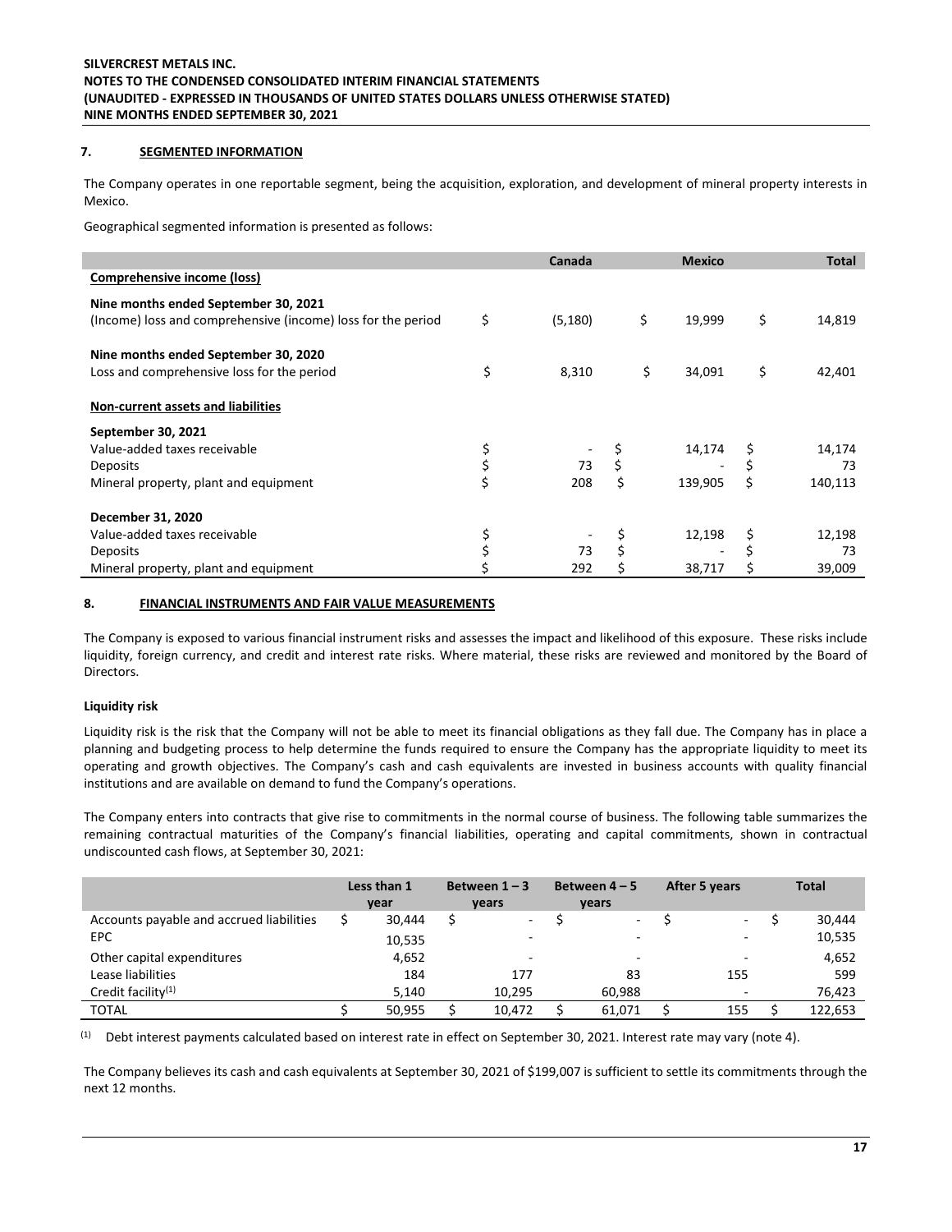## 7. SEGMENTED INFORMATION

The Company operates in one reportable segment, being the acquisition, exploration, and development of mineral property interests in Mexico.

Geographical segmented information is presented as follows:

| | Canada | Mexico | Total |
|---|---|---|---|
| **Comprehensive income (loss)** | | | |
| **Nine months ended September 30, 2021** | | | |
| (Income) loss and comprehensive (income) loss for the period | $ (5,180) | $ 19,999 | $ 14,819 |
| **Nine months ended September 30, 2020** | | | |
| Loss and comprehensive loss for the period | $ 8,310 | $ 34,091 | $ 42,401 |
| **Non-current assets and liabilities** | | | |
| **September 30, 2021** | | | |
| Value-added taxes receivable | $ - | $ 14,174 | $ 14,174 |
| Deposits | $ 73 | $ - | $ 73 |
| Mineral property, plant and equipment | $ 208 | $ 139,905 | $ 140,113 |
| **December 31, 2020** | | | |
| Value-added taxes receivable | $ - | $ 12,198 | $ 12,198 |
| Deposits | $ 73 | $ - | $ 73 |
| Mineral property, plant and equipment | $ 292 | $ 38,717 | $ 39,009 |

## 8. FINANCIAL INSTRUMENTS AND FAIR VALUE MEASUREMENTS

The Company is exposed to various financial instrument risks and assesses the impact and likelihood of this exposure. These risks include liquidity, foreign currency, and credit and interest rate risks. Where material, these risks are reviewed and monitored by the Board of Directors.

### Liquidity risk

Liquidity risk is the risk that the Company will not be able to meet its financial obligations as they fall due. The Company has in place a planning and budgeting process to help determine the funds required to ensure the Company has the appropriate liquidity to meet its operating and growth objectives. The Company's cash and cash equivalents are invested in business accounts with quality financial institutions and are available on demand to fund the Company's operations.

The Company enters into contracts that give rise to commitments in the normal course of business. The following table summarizes the remaining contractual maturities of the Company's financial liabilities, operating and capital commitments, shown in contractual undiscounted cash flows, at September 30, 2021:

| | Less than 1 year | Between 1 – 3 years | Between 4 – 5 years | After 5 years | Total |
|---|---|---|---|---|---|
| Accounts payable and accrued liabilities | $ 30,444 | $ - | $ - | $ - | $ 30,444 |
| EPC | 10,535 | - | - | - | 10,535 |
| Other capital expenditures | 4,652 | - | - | - | 4,652 |
| Lease liabilities | 184 | 177 | 83 | 155 | 599 |
| Credit facility[(1)] | 5,140 | 10,295 | 60,988 | - | 76,423 |
| TOTAL | $ 50,955 | $ 10,472 | $ 61,071 | $ 155 | $ 122,653 |

(1) Debt interest payments calculated based on interest rate in effect on September 30, 2021. Interest rate may vary (note 4).

The Company believes its cash and cash equivalents at September 30, 2021 of $199,007 is sufficient to settle its commitments through the next 12 months.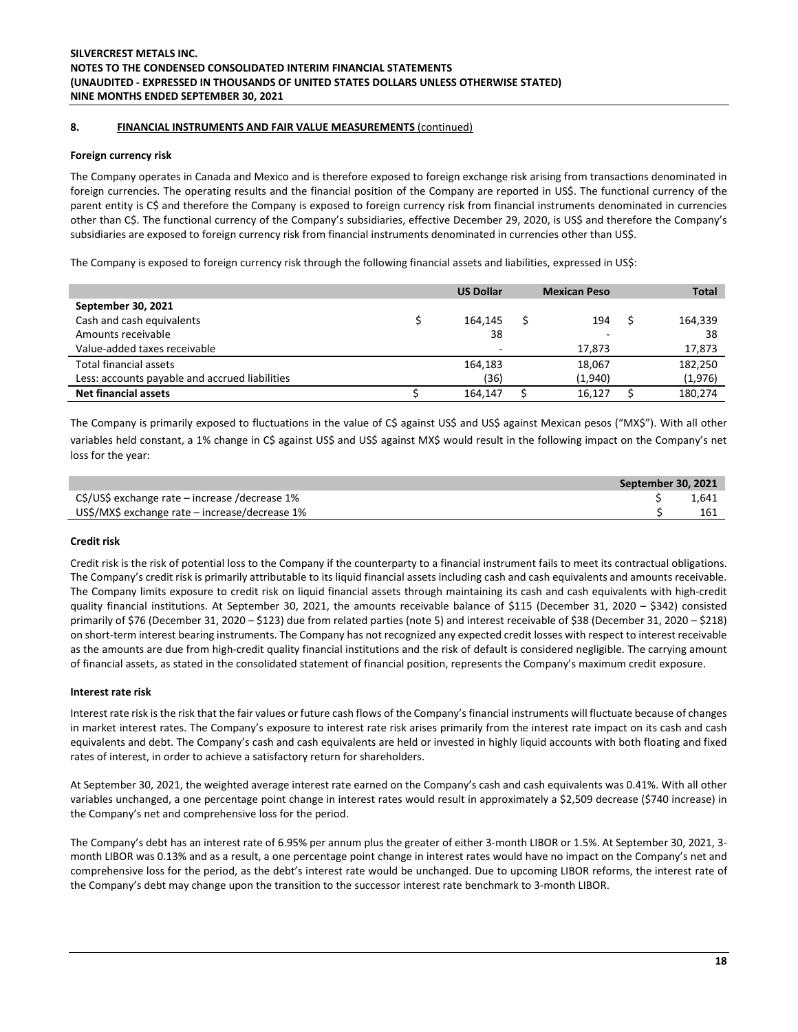## 8. FINANCIAL INSTRUMENTS AND FAIR VALUE MEASUREMENTS (continued)

### Foreign currency risk

The Company operates in Canada and Mexico and is therefore exposed to foreign exchange risk arising from transactions denominated in foreign currencies. The operating results and the financial position of the Company are reported in US$. The functional currency of the parent entity is C$ and therefore the Company is exposed to foreign currency risk from financial instruments denominated in currencies other than C$. The functional currency of the Company's subsidiaries, effective December 29, 2020, is US$ and therefore the Company's subsidiaries are exposed to foreign currency risk from financial instruments denominated in currencies other than US$.

The Company is exposed to foreign currency risk through the following financial assets and liabilities, expressed in US$:

| | US Dollar | Mexican Peso | Total |
|---|---|---|---|
| **September 30, 2021** | | | |
| Cash and cash equivalents | $ 164,145 | $ 194 | $ 164,339 |
| Amounts receivable | 38 | - | 38 |
| Value-added taxes receivable | - | 17,873 | 17,873 |
| Total financial assets | 164,183 | 18,067 | 182,250 |
| Less: accounts payable and accrued liabilities | (36) | (1,940) | (1,976) |
| **Net financial assets** | $ 164,147 | $ 16,127 | $ 180,274 |

The Company is primarily exposed to fluctuations in the value of C$ against US$ and US$ against Mexican pesos ("MX$"). With all other variables held constant, a 1% change in C$ against US$ and US$ against MX$ would result in the following impact on the Company's net loss for the year:

| | September 30, 2021 |
|---|---|
| C$/US$ exchange rate – increase /decrease 1% | $ 1,641 |
| US$/MX$ exchange rate – increase/decrease 1% | $ 161 |

### Credit risk

Credit risk is the risk of potential loss to the Company if the counterparty to a financial instrument fails to meet its contractual obligations. The Company's credit risk is primarily attributable to its liquid financial assets including cash and cash equivalents and amounts receivable. The Company limits exposure to credit risk on liquid financial assets through maintaining its cash and cash equivalents with high-credit quality financial institutions. At September 30, 2021, the amounts receivable balance of $115 (December 31, 2020 – $342) consisted primarily of $76 (December 31, 2020 – $123) due from related parties (note 5) and interest receivable of $38 (December 31, 2020 – $218) on short-term interest bearing instruments. The Company has not recognized any expected credit losses with respect to interest receivable as the amounts are due from high-credit quality financial institutions and the risk of default is considered negligible. The carrying amount of financial assets, as stated in the consolidated statement of financial position, represents the Company's maximum credit exposure.

### Interest rate risk

Interest rate risk is the risk that the fair values or future cash flows of the Company's financial instruments will fluctuate because of changes in market interest rates. The Company's exposure to interest rate risk arises primarily from the interest rate impact on its cash and cash equivalents and debt. The Company's cash and cash equivalents are held or invested in highly liquid accounts with both floating and fixed rates of interest, in order to achieve a satisfactory return for shareholders.

At September 30, 2021, the weighted average interest rate earned on the Company's cash and cash equivalents was 0.41%. With all other variables unchanged, a one percentage point change in interest rates would result in approximately a $2,509 decrease ($740 increase) in the Company's net and comprehensive loss for the period.

The Company's debt has an interest rate of 6.95% per annum plus the greater of either 3-month LIBOR or 1.5%. At September 30, 2021, 3-month LIBOR was 0.13% and as a result, a one percentage point change in interest rates would have no impact on the Company's net and comprehensive loss for the period, as the debt's interest rate would be unchanged. Due to upcoming LIBOR reforms, the interest rate of the Company's debt may change upon the transition to the successor interest rate benchmark to 3-month LIBOR.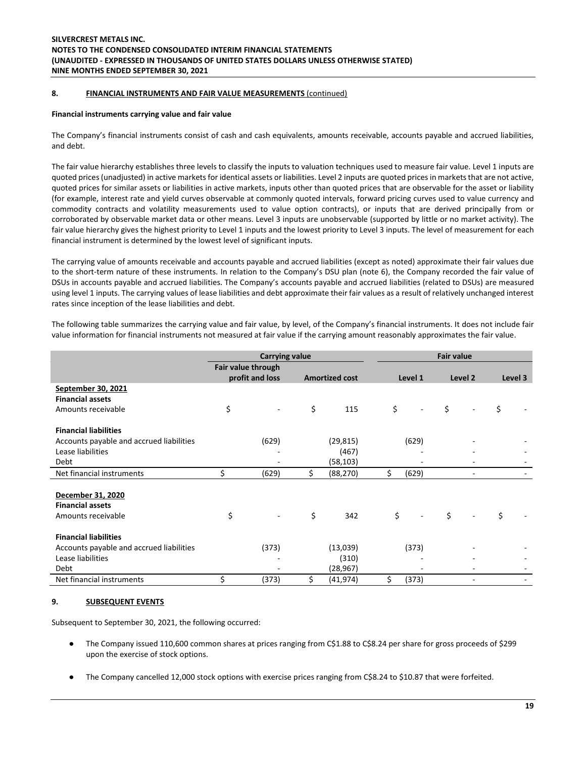## 8. FINANCIAL INSTRUMENTS AND FAIR VALUE MEASUREMENTS (continued)

**Financial instruments carrying value and fair value**

The Company's financial instruments consist of cash and cash equivalents, amounts receivable, accounts payable and accrued liabilities, and debt.

The fair value hierarchy establishes three levels to classify the inputs to valuation techniques used to measure fair value. Level 1 inputs are quoted prices (unadjusted) in active markets for identical assets or liabilities. Level 2 inputs are quoted prices in markets that are not active, quoted prices for similar assets or liabilities in active markets, inputs other than quoted prices that are observable for the asset or liability (for example, interest rate and yield curves observable at commonly quoted intervals, forward pricing curves used to value currency and commodity contracts and volatility measurements used to value option contracts), or inputs that are derived principally from or corroborated by observable market data or other means. Level 3 inputs are unobservable (supported by little or no market activity). The fair value hierarchy gives the highest priority to Level 1 inputs and the lowest priority to Level 3 inputs. The level of measurement for each financial instrument is determined by the lowest level of significant inputs.

The carrying value of amounts receivable and accounts payable and accrued liabilities (except as noted) approximate their fair values due to the short-term nature of these instruments. In relation to the Company's DSU plan (note 6), the Company recorded the fair value of DSUs in accounts payable and accrued liabilities. The Company's accounts payable and accrued liabilities (related to DSUs) are measured using level 1 inputs. The carrying values of lease liabilities and debt approximate their fair values as a result of relatively unchanged interest rates since inception of the lease liabilities and debt.

The following table summarizes the carrying value and fair value, by level, of the Company's financial instruments. It does not include fair value information for financial instruments not measured at fair value if the carrying amount reasonably approximates the fair value.

| | Carrying value | | Fair value | | |
|---|---|---|---|---|---|
| | Fair value through profit and loss | Amortized cost | Level 1 | Level 2 | Level 3 |
| **September 30, 2021** | | | | | |
| **Financial assets** | | | | | |
| Amounts receivable | $ - | $ 115 | $ - | $ - | $ - |
| **Financial liabilities** | | | | | |
| Accounts payable and accrued liabilities | (629) | (29,815) | (629) | - | - |
| Lease liabilities | - | (467) | - | - | - |
| Debt | - | (58,103) | - | - | - |
| Net financial instruments | $ (629) | $ (88,270) | $ (629) | - | - |
| **December 31, 2020** | | | | | |
| **Financial assets** | | | | | |
| Amounts receivable | $ - | $ 342 | $ - | $ - | $ - |
| **Financial liabilities** | | | | | |
| Accounts payable and accrued liabilities | (373) | (13,039) | (373) | - | - |
| Lease liabilities | - | (310) | - | - | - |
| Debt | - | (28,967) | - | - | - |
| Net financial instruments | $ (373) | $ (41,974) | $ (373) | - | - |

## 9. SUBSEQUENT EVENTS

Subsequent to September 30, 2021, the following occurred:

- The Company issued 110,600 common shares at prices ranging from C$1.88 to C$8.24 per share for gross proceeds of $299 upon the exercise of stock options.
- The Company cancelled 12,000 stock options with exercise prices ranging from C$8.24 to $10.87 that were forfeited.